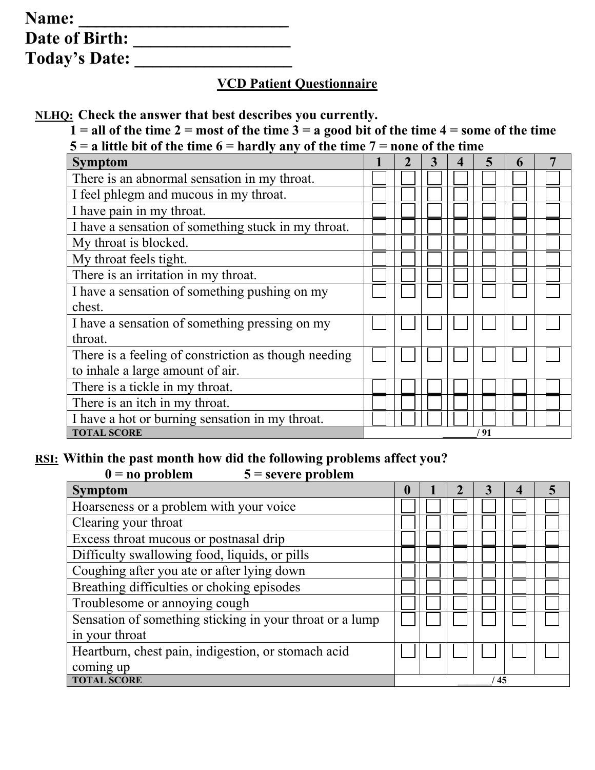**Name: ________________________**
**Date of Birth: __________________**
**Today's Date: __________________**

## VCD Patient Questionnaire

**NLHQ: Check the answer that best describes you currently.**

**1 = all of the time 2 = most of the time 3 = a good bit of the time 4 = some of the time 5 = a little bit of the time 6 = hardly any of the time 7 = none of the time**

| Symptom | 1 | 2 | 3 | 4 | 5 | 6 | 7 |
|---|---|---|---|---|---|---|---|
| There is an abnormal sensation in my throat. | ☐ | ☐ | ☐ | ☐ | ☐ | ☐ | ☐ |
| I feel phlegm and mucous in my throat. | ☐ | ☐ | ☐ | ☐ | ☐ | ☐ | ☐ |
| I have pain in my throat. | ☐ | ☐ | ☐ | ☐ | ☐ | ☐ | ☐ |
| I have a sensation of something stuck in my throat. | ☐ | ☐ | ☐ | ☐ | ☐ | ☐ | ☐ |
| My throat is blocked. | ☐ | ☐ | ☐ | ☐ | ☐ | ☐ | ☐ |
| My throat feels tight. | ☐ | ☐ | ☐ | ☐ | ☐ | ☐ | ☐ |
| There is an irritation in my throat. | ☐ | ☐ | ☐ | ☐ | ☐ | ☐ | ☐ |
| I have a sensation of something pushing on my chest. | ☐ | ☐ | ☐ | ☐ | ☐ | ☐ | ☐ |
| I have a sensation of something pressing on my throat. | ☐ | ☐ | ☐ | ☐ | ☐ | ☐ | ☐ |
| There is a feeling of constriction as though needing to inhale a large amount of air. | ☐ | ☐ | ☐ | ☐ | ☐ | ☐ | ☐ |
| There is a tickle in my throat. | ☐ | ☐ | ☐ | ☐ | ☐ | ☐ | ☐ |
| There is an itch in my throat. | ☐ | ☐ | ☐ | ☐ | ☐ | ☐ | ☐ |
| I have a hot or burning sensation in my throat. | ☐ | ☐ | ☐ | ☐ | ☐ | ☐ | ☐ |
| **TOTAL SCORE** | _______/ 91 | | | | | | |

**RSI: Within the past month how did the following problems affect you?**

**0 = no problem 5 = severe problem**

| Symptom | 0 | 1 | 2 | 3 | 4 | 5 |
|---|---|---|---|---|---|---|
| Hoarseness or a problem with your voice | ☐ | ☐ | ☐ | ☐ | ☐ | ☐ |
| Clearing your throat | ☐ | ☐ | ☐ | ☐ | ☐ | ☐ |
| Excess throat mucous or postnasal drip | ☐ | ☐ | ☐ | ☐ | ☐ | ☐ |
| Difficulty swallowing food, liquids, or pills | ☐ | ☐ | ☐ | ☐ | ☐ | ☐ |
| Coughing after you ate or after lying down | ☐ | ☐ | ☐ | ☐ | ☐ | ☐ |
| Breathing difficulties or choking episodes | ☐ | ☐ | ☐ | ☐ | ☐ | ☐ |
| Troublesome or annoying cough | ☐ | ☐ | ☐ | ☐ | ☐ | ☐ |
| Sensation of something sticking in your throat or a lump in your throat | ☐ | ☐ | ☐ | ☐ | ☐ | ☐ |
| Heartburn, chest pain, indigestion, or stomach acid coming up | ☐ | ☐ | ☐ | ☐ | ☐ | ☐ |
| **TOTAL SCORE** | _______/ 45 | | | | | |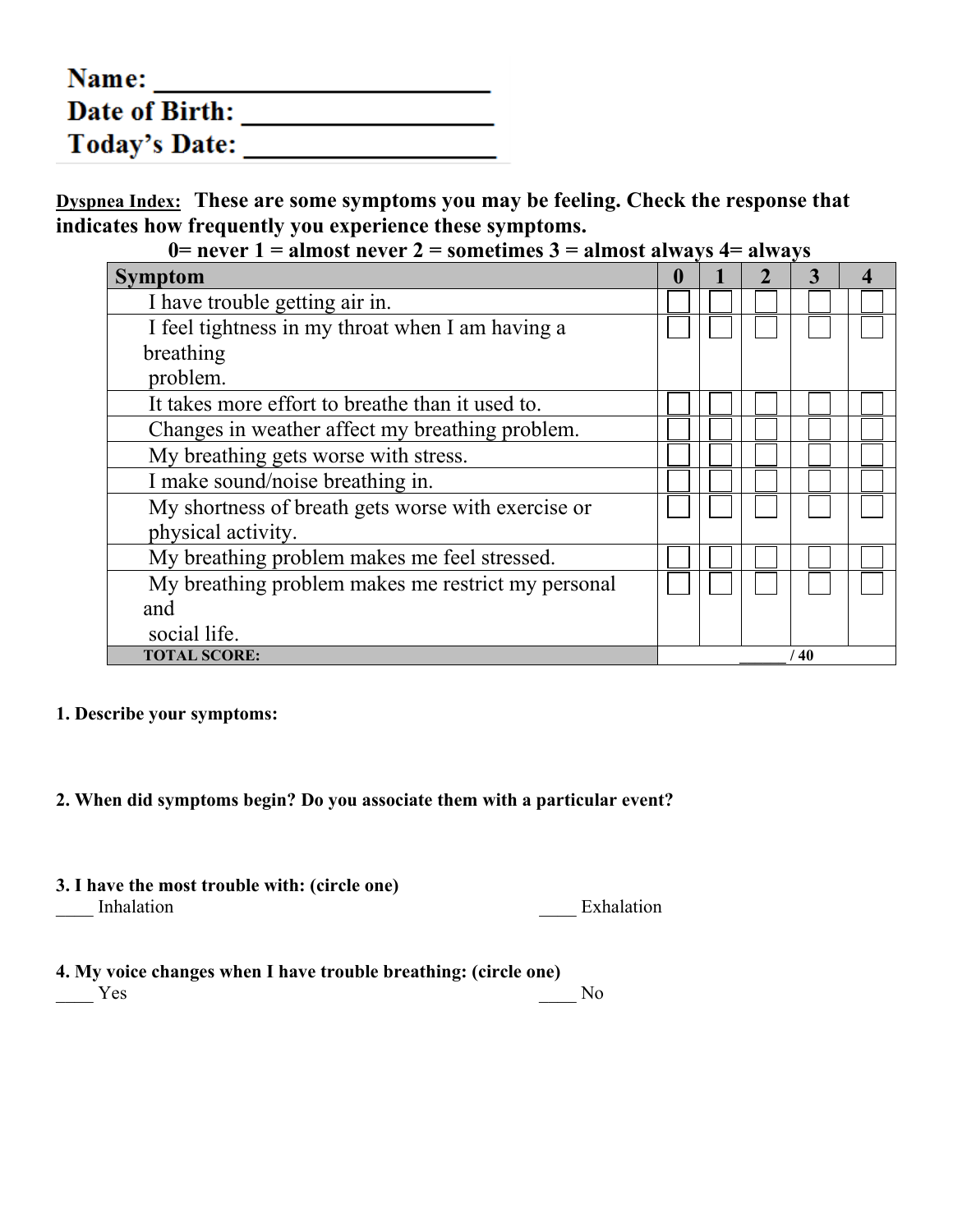**Name:** ________________________
**Date of Birth:** __________________
**Today's Date:** __________________

**Dyspnea Index:** **These are some symptoms you may be feeling. Check the response that indicates how frequently you experience these symptoms.**

**0= never 1 = almost never 2 = sometimes 3 = almost always 4= always**

| Symptom | 0 | 1 | 2 | 3 | 4 |
|---|---|---|---|---|---|
| I have trouble getting air in. | ☐ | ☐ | ☐ | ☐ | ☐ |
| I feel tightness in my throat when I am having a breathing problem. | ☐ | ☐ | ☐ | ☐ | ☐ |
| It takes more effort to breathe than it used to. | ☐ | ☐ | ☐ | ☐ | ☐ |
| Changes in weather affect my breathing problem. | ☐ | ☐ | ☐ | ☐ | ☐ |
| My breathing gets worse with stress. | ☐ | ☐ | ☐ | ☐ | ☐ |
| I make sound/noise breathing in. | ☐ | ☐ | ☐ | ☐ | ☐ |
| My shortness of breath gets worse with exercise or physical activity. | ☐ | ☐ | ☐ | ☐ | ☐ |
| My breathing problem makes me feel stressed. | ☐ | ☐ | ☐ | ☐ | ☐ |
| My breathing problem makes me restrict my personal and social life. | ☐ | ☐ | ☐ | ☐ | ☐ |
| **TOTAL SCORE:** | ______ / 40 | | | | |

**1. Describe your symptoms:**

**2. When did symptoms begin? Do you associate them with a particular event?**

**3. I have the most trouble with: (circle one)**

____ Inhalation ____ Exhalation

**4. My voice changes when I have trouble breathing: (circle one)**

____ Yes ____ No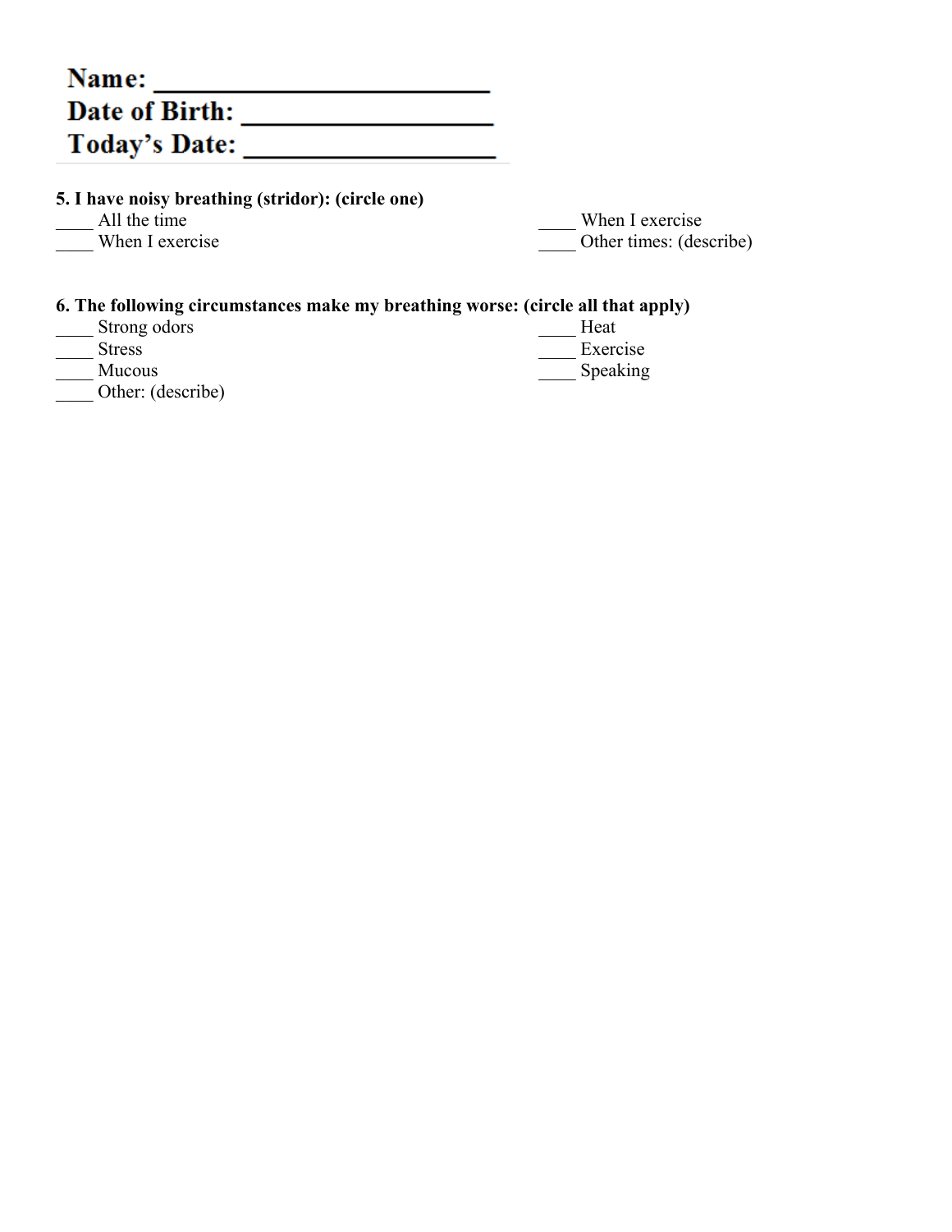**Name: \_\_\_\_\_\_\_\_\_\_\_\_\_\_\_\_\_\_\_\_\_\_\_\_**
**Date of Birth: \_\_\_\_\_\_\_\_\_\_\_\_\_\_\_\_\_\_**
**Today's Date: \_\_\_\_\_\_\_\_\_\_\_\_\_\_\_\_\_\_**

**5. I have noisy breathing (stridor): (circle one)**

____ All the time
____ When I exercise
____ When I exercise
____ Other times: (describe)

**6. The following circumstances make my breathing worse: (circle all that apply)**

____ Strong odors
____ Stress
____ Mucous
____ Other: (describe)
____ Heat
____ Exercise
____ Speaking